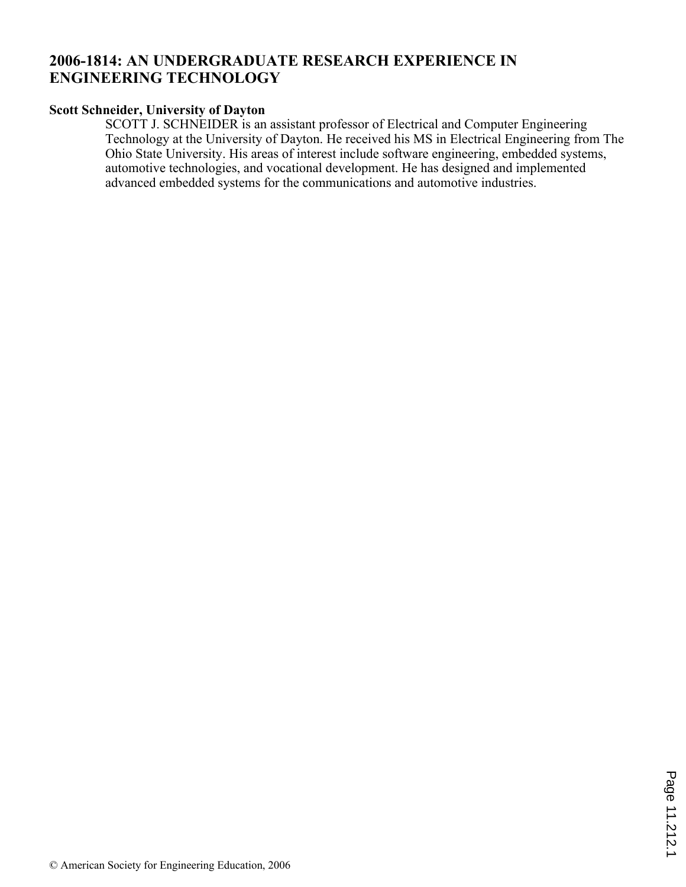# 2006-1814: AN UNDERGRADUATE RESEARCH EXPERIENCE IN ENGINEERING TECHNOLOGY

**Scott Schneider, University of Dayton**

SCOTT J. SCHNEIDER is an assistant professor of Electrical and Computer Engineering Technology at the University of Dayton. He received his MS in Electrical Engineering from The Ohio State University. His areas of interest include software engineering, embedded systems, automotive technologies, and vocational development. He has designed and implemented advanced embedded systems for the communications and automotive industries.

© American Society for Engineering Education, 2006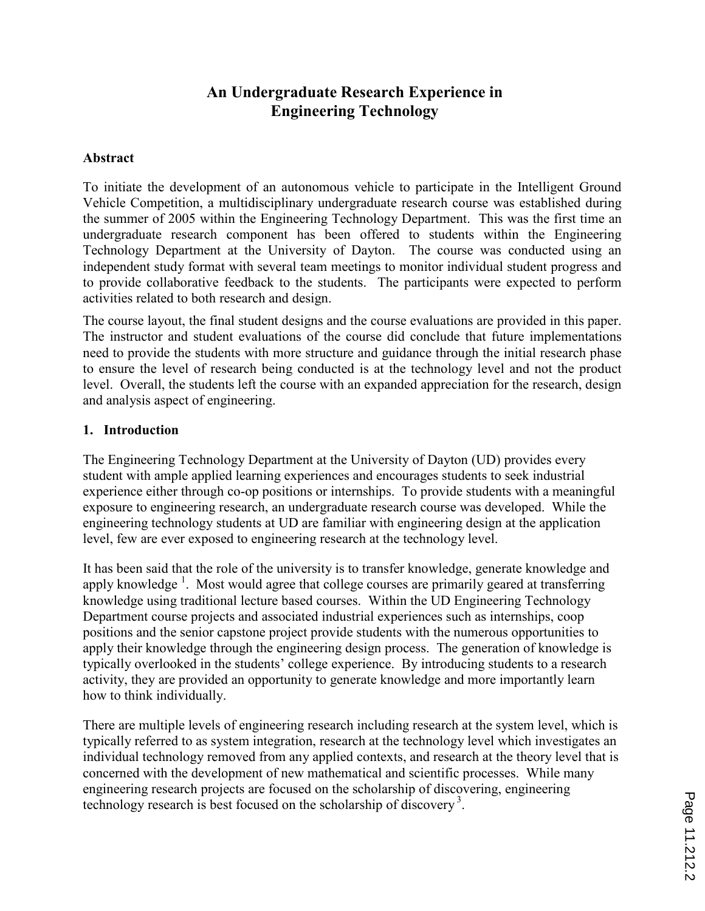# An Undergraduate Research Experience in Engineering Technology

## Abstract

To initiate the development of an autonomous vehicle to participate in the Intelligent Ground Vehicle Competition, a multidisciplinary undergraduate research course was established during the summer of 2005 within the Engineering Technology Department. This was the first time an undergraduate research component has been offered to students within the Engineering Technology Department at the University of Dayton. The course was conducted using an independent study format with several team meetings to monitor individual student progress and to provide collaborative feedback to the students. The participants were expected to perform activities related to both research and design.

The course layout, the final student designs and the course evaluations are provided in this paper. The instructor and student evaluations of the course did conclude that future implementations need to provide the students with more structure and guidance through the initial research phase to ensure the level of research being conducted is at the technology level and not the product level. Overall, the students left the course with an expanded appreciation for the research, design and analysis aspect of engineering.

## 1. Introduction

The Engineering Technology Department at the University of Dayton (UD) provides every student with ample applied learning experiences and encourages students to seek industrial experience either through co-op positions or internships. To provide students with a meaningful exposure to engineering research, an undergraduate research course was developed. While the engineering technology students at UD are familiar with engineering design at the application level, few are ever exposed to engineering research at the technology level.

It has been said that the role of the university is to transfer knowledge, generate knowledge and apply knowledge [1]. Most would agree that college courses are primarily geared at transferring knowledge using traditional lecture based courses. Within the UD Engineering Technology Department course projects and associated industrial experiences such as internships, coop positions and the senior capstone project provide students with the numerous opportunities to apply their knowledge through the engineering design process. The generation of knowledge is typically overlooked in the students' college experience. By introducing students to a research activity, they are provided an opportunity to generate knowledge and more importantly learn how to think individually.

There are multiple levels of engineering research including research at the system level, which is typically referred to as system integration, research at the technology level which investigates an individual technology removed from any applied contexts, and research at the theory level that is concerned with the development of new mathematical and scientific processes. While many engineering research projects are focused on the scholarship of discovering, engineering technology research is best focused on the scholarship of discovery [3].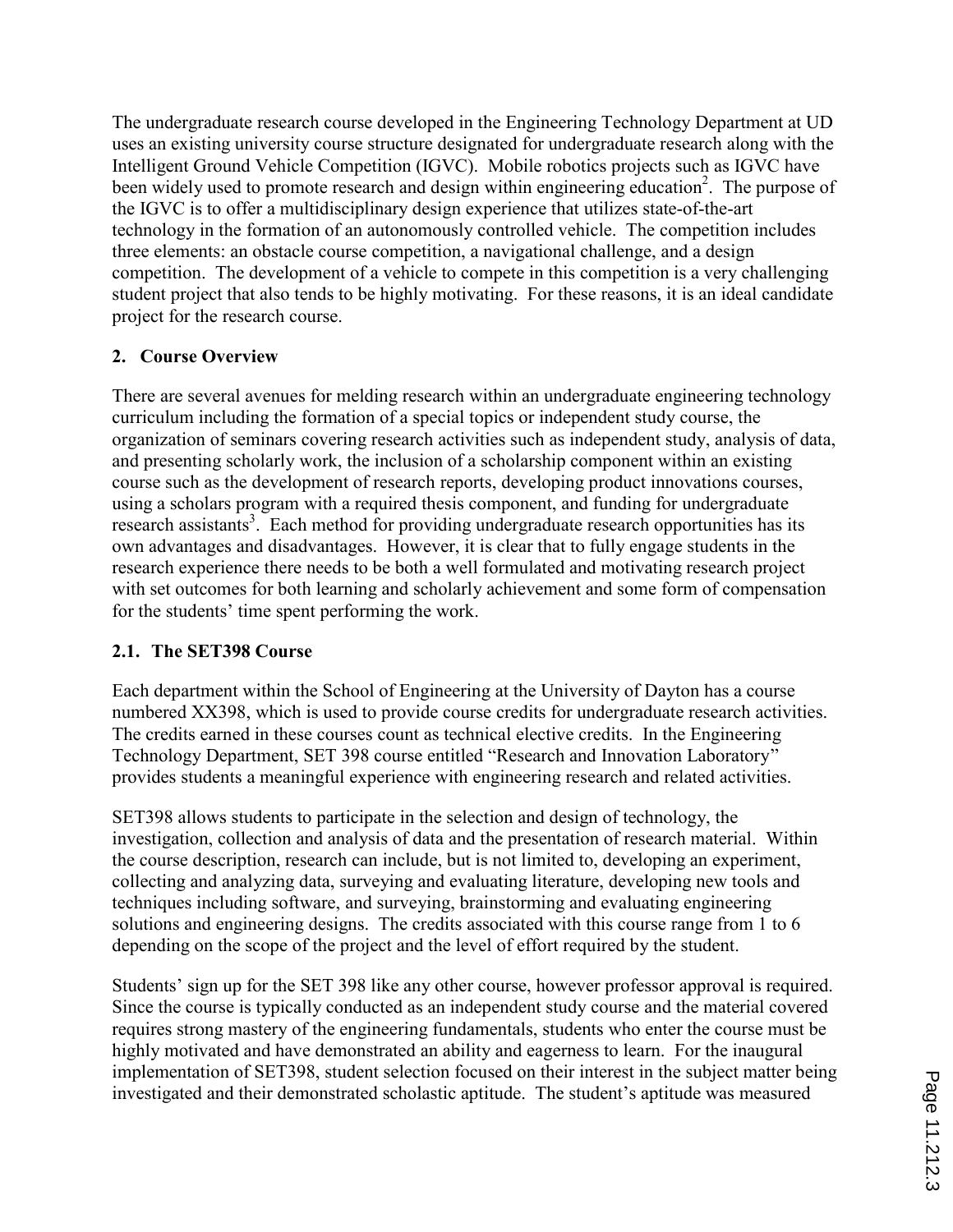The undergraduate research course developed in the Engineering Technology Department at UD uses an existing university course structure designated for undergraduate research along with the Intelligent Ground Vehicle Competition (IGVC). Mobile robotics projects such as IGVC have been widely used to promote research and design within engineering education[2]. The purpose of the IGVC is to offer a multidisciplinary design experience that utilizes state-of-the-art technology in the formation of an autonomously controlled vehicle. The competition includes three elements: an obstacle course competition, a navigational challenge, and a design competition. The development of a vehicle to compete in this competition is a very challenging student project that also tends to be highly motivating. For these reasons, it is an ideal candidate project for the research course.

## 2. Course Overview

There are several avenues for melding research within an undergraduate engineering technology curriculum including the formation of a special topics or independent study course, the organization of seminars covering research activities such as independent study, analysis of data, and presenting scholarly work, the inclusion of a scholarship component within an existing course such as the development of research reports, developing product innovations courses, using a scholars program with a required thesis component, and funding for undergraduate research assistants[3]. Each method for providing undergraduate research opportunities has its own advantages and disadvantages. However, it is clear that to fully engage students in the research experience there needs to be both a well formulated and motivating research project with set outcomes for both learning and scholarly achievement and some form of compensation for the students' time spent performing the work.

### 2.1. The SET398 Course

Each department within the School of Engineering at the University of Dayton has a course numbered XX398, which is used to provide course credits for undergraduate research activities. The credits earned in these courses count as technical elective credits. In the Engineering Technology Department, SET 398 course entitled "Research and Innovation Laboratory" provides students a meaningful experience with engineering research and related activities.

SET398 allows students to participate in the selection and design of technology, the investigation, collection and analysis of data and the presentation of research material. Within the course description, research can include, but is not limited to, developing an experiment, collecting and analyzing data, surveying and evaluating literature, developing new tools and techniques including software, and surveying, brainstorming and evaluating engineering solutions and engineering designs. The credits associated with this course range from 1 to 6 depending on the scope of the project and the level of effort required by the student.

Students' sign up for the SET 398 like any other course, however professor approval is required. Since the course is typically conducted as an independent study course and the material covered requires strong mastery of the engineering fundamentals, students who enter the course must be highly motivated and have demonstrated an ability and eagerness to learn. For the inaugural implementation of SET398, student selection focused on their interest in the subject matter being investigated and their demonstrated scholastic aptitude. The student's aptitude was measured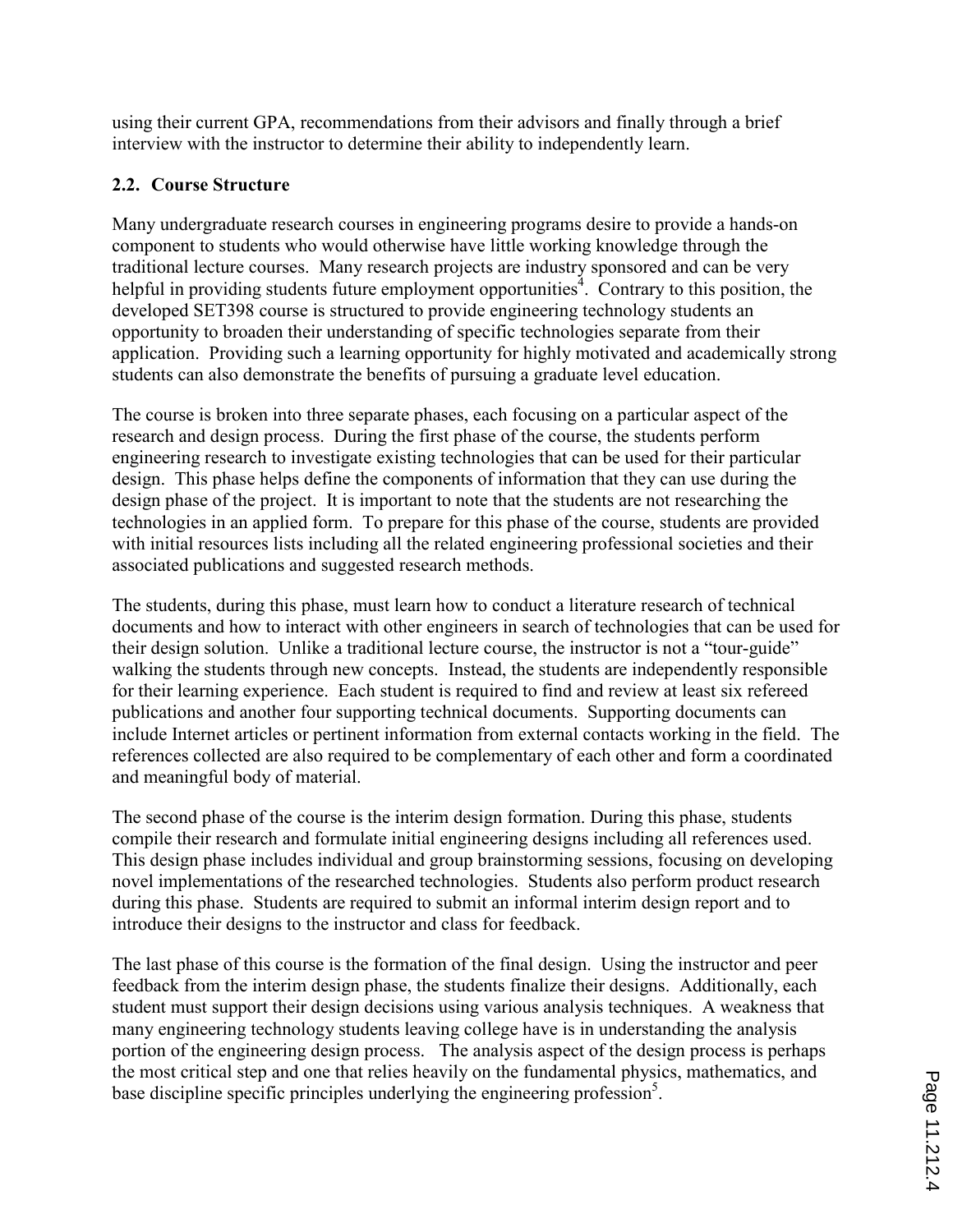using their current GPA, recommendations from their advisors and finally through a brief interview with the instructor to determine their ability to independently learn.

### 2.2. Course Structure

Many undergraduate research courses in engineering programs desire to provide a hands-on component to students who would otherwise have little working knowledge through the traditional lecture courses. Many research projects are industry sponsored and can be very helpful in providing students future employment opportunities[4]. Contrary to this position, the developed SET398 course is structured to provide engineering technology students an opportunity to broaden their understanding of specific technologies separate from their application. Providing such a learning opportunity for highly motivated and academically strong students can also demonstrate the benefits of pursuing a graduate level education.

The course is broken into three separate phases, each focusing on a particular aspect of the research and design process. During the first phase of the course, the students perform engineering research to investigate existing technologies that can be used for their particular design. This phase helps define the components of information that they can use during the design phase of the project. It is important to note that the students are not researching the technologies in an applied form. To prepare for this phase of the course, students are provided with initial resources lists including all the related engineering professional societies and their associated publications and suggested research methods.

The students, during this phase, must learn how to conduct a literature research of technical documents and how to interact with other engineers in search of technologies that can be used for their design solution. Unlike a traditional lecture course, the instructor is not a "tour-guide" walking the students through new concepts. Instead, the students are independently responsible for their learning experience. Each student is required to find and review at least six refereed publications and another four supporting technical documents. Supporting documents can include Internet articles or pertinent information from external contacts working in the field. The references collected are also required to be complementary of each other and form a coordinated and meaningful body of material.

The second phase of the course is the interim design formation. During this phase, students compile their research and formulate initial engineering designs including all references used. This design phase includes individual and group brainstorming sessions, focusing on developing novel implementations of the researched technologies. Students also perform product research during this phase. Students are required to submit an informal interim design report and to introduce their designs to the instructor and class for feedback.

The last phase of this course is the formation of the final design. Using the instructor and peer feedback from the interim design phase, the students finalize their designs. Additionally, each student must support their design decisions using various analysis techniques. A weakness that many engineering technology students leaving college have is in understanding the analysis portion of the engineering design process. The analysis aspect of the design process is perhaps the most critical step and one that relies heavily on the fundamental physics, mathematics, and base discipline specific principles underlying the engineering profession[5].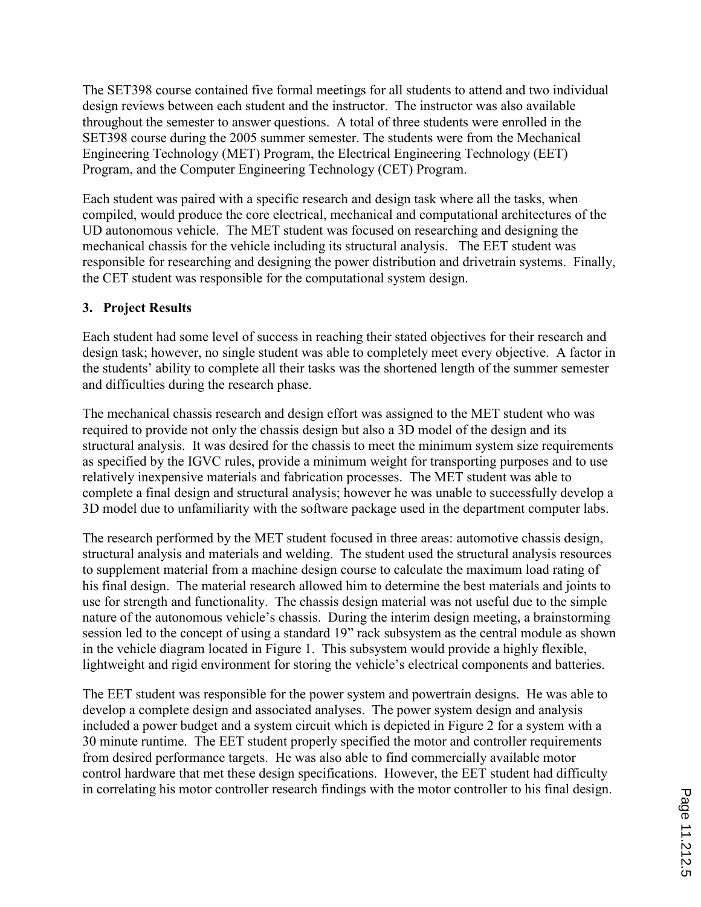The SET398 course contained five formal meetings for all students to attend and two individual design reviews between each student and the instructor. The instructor was also available throughout the semester to answer questions. A total of three students were enrolled in the SET398 course during the 2005 summer semester. The students were from the Mechanical Engineering Technology (MET) Program, the Electrical Engineering Technology (EET) Program, and the Computer Engineering Technology (CET) Program.

Each student was paired with a specific research and design task where all the tasks, when compiled, would produce the core electrical, mechanical and computational architectures of the UD autonomous vehicle. The MET student was focused on researching and designing the mechanical chassis for the vehicle including its structural analysis. The EET student was responsible for researching and designing the power distribution and drivetrain systems. Finally, the CET student was responsible for the computational system design.

## 3. Project Results

Each student had some level of success in reaching their stated objectives for their research and design task; however, no single student was able to completely meet every objective. A factor in the students' ability to complete all their tasks was the shortened length of the summer semester and difficulties during the research phase.

The mechanical chassis research and design effort was assigned to the MET student who was required to provide not only the chassis design but also a 3D model of the design and its structural analysis. It was desired for the chassis to meet the minimum system size requirements as specified by the IGVC rules, provide a minimum weight for transporting purposes and to use relatively inexpensive materials and fabrication processes. The MET student was able to complete a final design and structural analysis; however he was unable to successfully develop a 3D model due to unfamiliarity with the software package used in the department computer labs.

The research performed by the MET student focused in three areas: automotive chassis design, structural analysis and materials and welding. The student used the structural analysis resources to supplement material from a machine design course to calculate the maximum load rating of his final design. The material research allowed him to determine the best materials and joints to use for strength and functionality. The chassis design material was not useful due to the simple nature of the autonomous vehicle's chassis. During the interim design meeting, a brainstorming session led to the concept of using a standard 19" rack subsystem as the central module as shown in the vehicle diagram located in Figure 1. This subsystem would provide a highly flexible, lightweight and rigid environment for storing the vehicle's electrical components and batteries.

The EET student was responsible for the power system and powertrain designs. He was able to develop a complete design and associated analyses. The power system design and analysis included a power budget and a system circuit which is depicted in Figure 2 for a system with a 30 minute runtime. The EET student properly specified the motor and controller requirements from desired performance targets. He was also able to find commercially available motor control hardware that met these design specifications. However, the EET student had difficulty in correlating his motor controller research findings with the motor controller to his final design.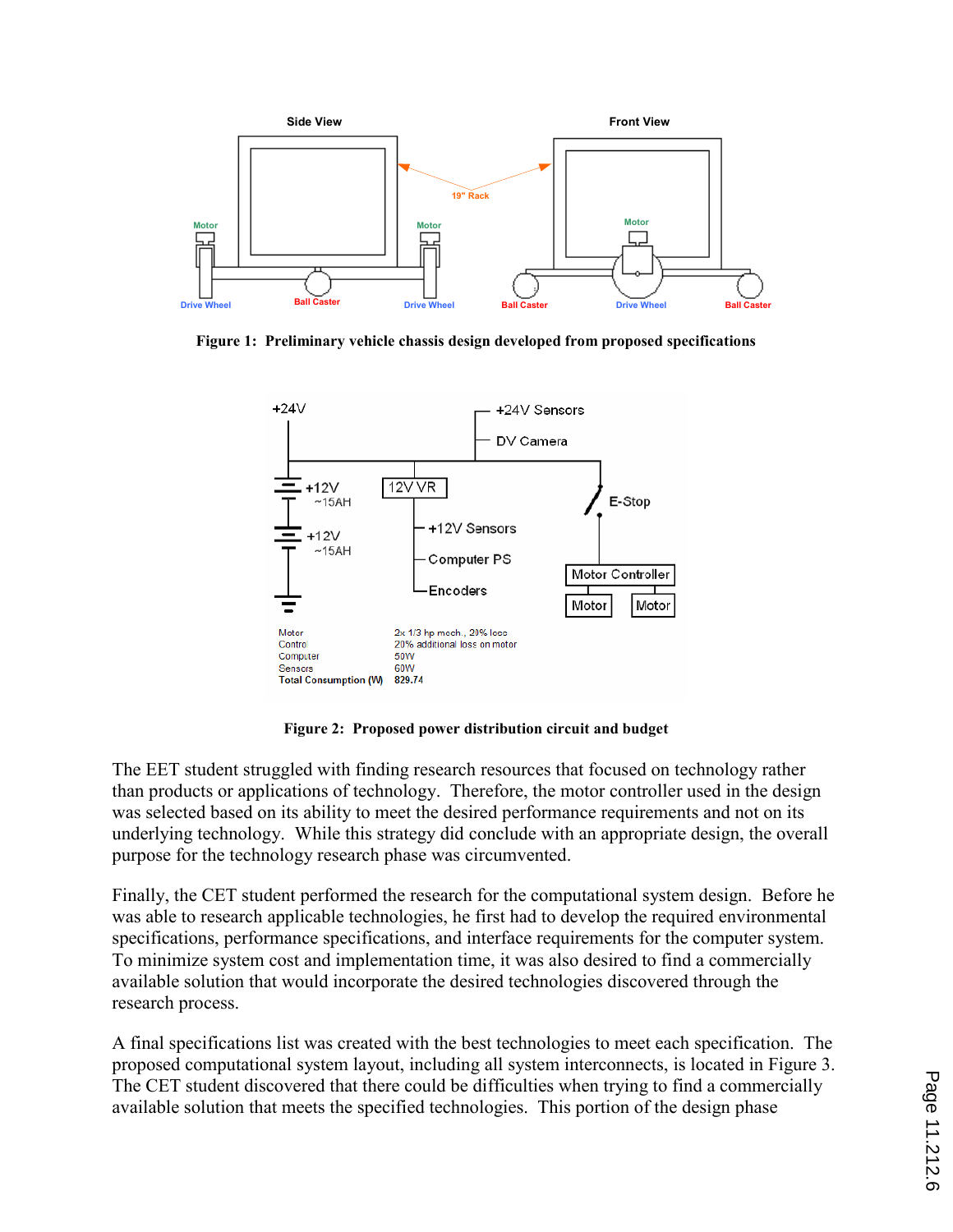Figure 1: Preliminary vehicle chassis design developed from proposed specifications

Figure 2: Proposed power distribution circuit and budget

The EET student struggled with finding research resources that focused on technology rather than products or applications of technology. Therefore, the motor controller used in the design was selected based on its ability to meet the desired performance requirements and not on its underlying technology. While this strategy did conclude with an appropriate design, the overall purpose for the technology research phase was circumvented.

Finally, the CET student performed the research for the computational system design. Before he was able to research applicable technologies, he first had to develop the required environmental specifications, performance specifications, and interface requirements for the computer system. To minimize system cost and implementation time, it was also desired to find a commercially available solution that would incorporate the desired technologies discovered through the research process.

A final specifications list was created with the best technologies to meet each specification. The proposed computational system layout, including all system interconnects, is located in Figure 3. The CET student discovered that there could be difficulties when trying to find a commercially available solution that meets the specified technologies. This portion of the design phase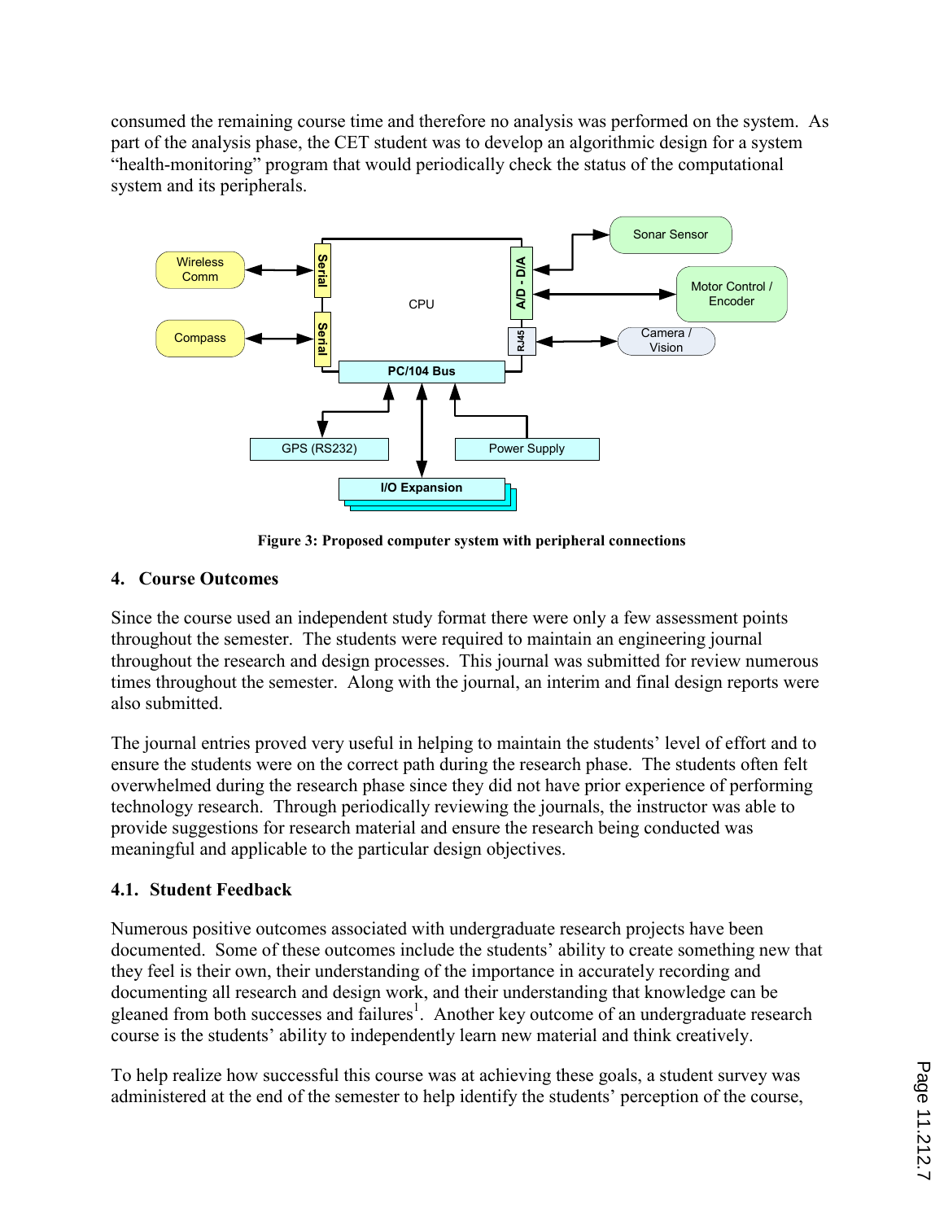consumed the remaining course time and therefore no analysis was performed on the system. As part of the analysis phase, the CET student was to develop an algorithmic design for a system "health-monitoring" program that would periodically check the status of the computational system and its peripherals.

**Figure 3: Proposed computer system with peripheral connections**

## 4. Course Outcomes

Since the course used an independent study format there were only a few assessment points throughout the semester. The students were required to maintain an engineering journal throughout the research and design processes. This journal was submitted for review numerous times throughout the semester. Along with the journal, an interim and final design reports were also submitted.

The journal entries proved very useful in helping to maintain the students' level of effort and to ensure the students were on the correct path during the research phase. The students often felt overwhelmed during the research phase since they did not have prior experience of performing technology research. Through periodically reviewing the journals, the instructor was able to provide suggestions for research material and ensure the research being conducted was meaningful and applicable to the particular design objectives.

### 4.1. Student Feedback

Numerous positive outcomes associated with undergraduate research projects have been documented. Some of these outcomes include the students' ability to create something new that they feel is their own, their understanding of the importance in accurately recording and documenting all research and design work, and their understanding that knowledge can be gleaned from both successes and failures[1]. Another key outcome of an undergraduate research course is the students' ability to independently learn new material and think creatively.

To help realize how successful this course was at achieving these goals, a student survey was administered at the end of the semester to help identify the students' perception of the course,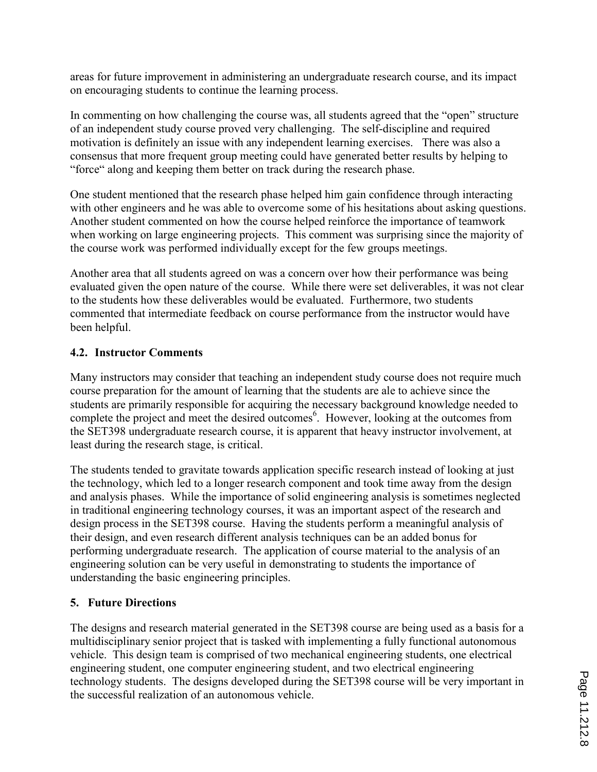areas for future improvement in administering an undergraduate research course, and its impact on encouraging students to continue the learning process.

In commenting on how challenging the course was, all students agreed that the "open" structure of an independent study course proved very challenging. The self-discipline and required motivation is definitely an issue with any independent learning exercises. There was also a consensus that more frequent group meeting could have generated better results by helping to "force" along and keeping them better on track during the research phase.

One student mentioned that the research phase helped him gain confidence through interacting with other engineers and he was able to overcome some of his hesitations about asking questions. Another student commented on how the course helped reinforce the importance of teamwork when working on large engineering projects. This comment was surprising since the majority of the course work was performed individually except for the few groups meetings.

Another area that all students agreed on was a concern over how their performance was being evaluated given the open nature of the course. While there were set deliverables, it was not clear to the students how these deliverables would be evaluated. Furthermore, two students commented that intermediate feedback on course performance from the instructor would have been helpful.

### 4.2. Instructor Comments

Many instructors may consider that teaching an independent study course does not require much course preparation for the amount of learning that the students are ale to achieve since the students are primarily responsible for acquiring the necessary background knowledge needed to complete the project and meet the desired outcomes[6]. However, looking at the outcomes from the SET398 undergraduate research course, it is apparent that heavy instructor involvement, at least during the research stage, is critical.

The students tended to gravitate towards application specific research instead of looking at just the technology, which led to a longer research component and took time away from the design and analysis phases. While the importance of solid engineering analysis is sometimes neglected in traditional engineering technology courses, it was an important aspect of the research and design process in the SET398 course. Having the students perform a meaningful analysis of their design, and even research different analysis techniques can be an added bonus for performing undergraduate research. The application of course material to the analysis of an engineering solution can be very useful in demonstrating to students the importance of understanding the basic engineering principles.

## 5. Future Directions

The designs and research material generated in the SET398 course are being used as a basis for a multidisciplinary senior project that is tasked with implementing a fully functional autonomous vehicle. This design team is comprised of two mechanical engineering students, one electrical engineering student, one computer engineering student, and two electrical engineering technology students. The designs developed during the SET398 course will be very important in the successful realization of an autonomous vehicle.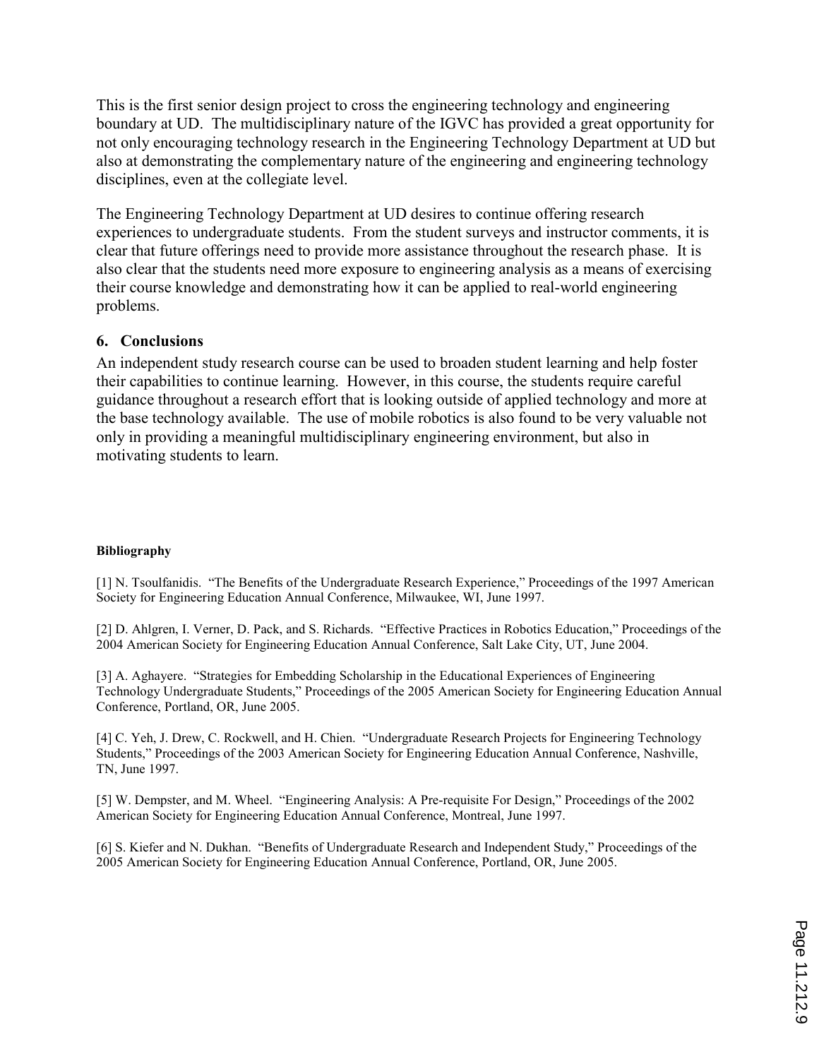This is the first senior design project to cross the engineering technology and engineering boundary at UD. The multidisciplinary nature of the IGVC has provided a great opportunity for not only encouraging technology research in the Engineering Technology Department at UD but also at demonstrating the complementary nature of the engineering and engineering technology disciplines, even at the collegiate level.

The Engineering Technology Department at UD desires to continue offering research experiences to undergraduate students. From the student surveys and instructor comments, it is clear that future offerings need to provide more assistance throughout the research phase. It is also clear that the students need more exposure to engineering analysis as a means of exercising their course knowledge and demonstrating how it can be applied to real-world engineering problems.

## 6. Conclusions

An independent study research course can be used to broaden student learning and help foster their capabilities to continue learning. However, in this course, the students require careful guidance throughout a research effort that is looking outside of applied technology and more at the base technology available. The use of mobile robotics is also found to be very valuable not only in providing a meaningful multidisciplinary engineering environment, but also in motivating students to learn.

### Bibliography

[1] N. Tsoulfanidis. "The Benefits of the Undergraduate Research Experience," Proceedings of the 1997 American Society for Engineering Education Annual Conference, Milwaukee, WI, June 1997.

[2] D. Ahlgren, I. Verner, D. Pack, and S. Richards. "Effective Practices in Robotics Education," Proceedings of the 2004 American Society for Engineering Education Annual Conference, Salt Lake City, UT, June 2004.

[3] A. Aghayere. "Strategies for Embedding Scholarship in the Educational Experiences of Engineering Technology Undergraduate Students," Proceedings of the 2005 American Society for Engineering Education Annual Conference, Portland, OR, June 2005.

[4] C. Yeh, J. Drew, C. Rockwell, and H. Chien. "Undergraduate Research Projects for Engineering Technology Students," Proceedings of the 2003 American Society for Engineering Education Annual Conference, Nashville, TN, June 1997.

[5] W. Dempster, and M. Wheel. "Engineering Analysis: A Pre-requisite For Design," Proceedings of the 2002 American Society for Engineering Education Annual Conference, Montreal, June 1997.

[6] S. Kiefer and N. Dukhan. "Benefits of Undergraduate Research and Independent Study," Proceedings of the 2005 American Society for Engineering Education Annual Conference, Portland, OR, June 2005.